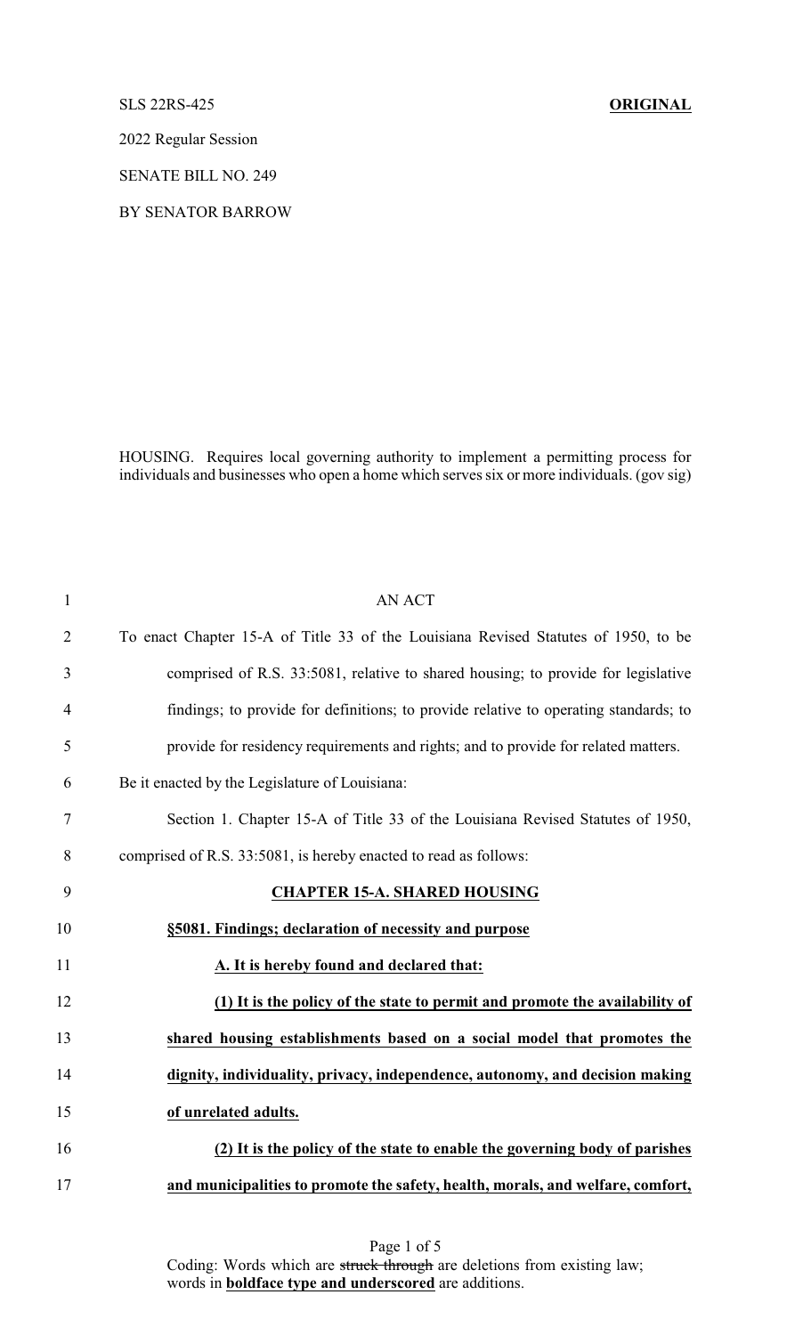SLS 22RS-425 **ORIGINAL**

2022 Regular Session

SENATE BILL NO. 249

BY SENATOR BARROW

HOUSING. Requires local governing authority to implement a permitting process for individuals and businesses who open a home which serves six or more individuals. (gov sig)

AN ACT

To enact Chapter 15-A of Title 33 of the Louisiana Revised Statutes of 1950, to be comprised of R.S. 33:5081, relative to shared housing; to provide for legislative findings; to provide for definitions; to provide relative to operating standards; to provide for residency requirements and rights; and to provide for related matters.

Be it enacted by the Legislature of Louisiana:

Section 1. Chapter 15-A of Title 33 of the Louisiana Revised Statutes of 1950, comprised of R.S. 33:5081, is hereby enacted to read as follows:

**CHAPTER 15-A. SHARED HOUSING**

**§5081. Findings; declaration of necessity and purpose**

**A. It is hereby found and declared that:**

**(1) It is the policy of the state to permit and promote the availability of shared housing establishments based on a social model that promotes the dignity, individuality, privacy, independence, autonomy, and decision making of unrelated adults.**

**(2) It is the policy of the state to enable the governing body of parishes and municipalities to promote the safety, health, morals, and welfare, comfort,**

Coding: Words which are ~~struck through~~ are deletions from existing law; words in **boldface type and underscored** are additions.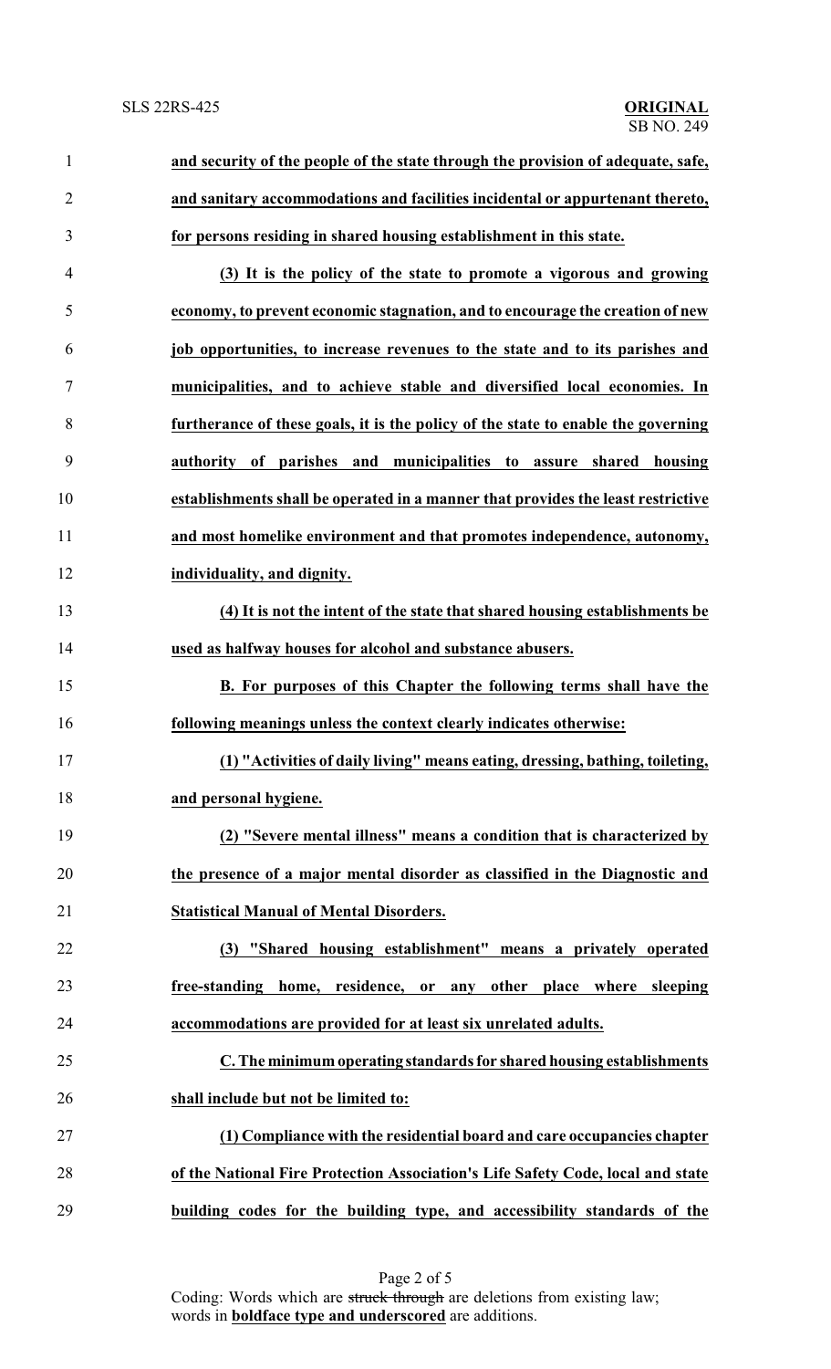**and security of the people of the state through the provision of adequate, safe, and sanitary accommodations and facilities incidental or appurtenant thereto, for persons residing in shared housing establishment in this state.**

**(3) It is the policy of the state to promote a vigorous and growing economy, to prevent economic stagnation, and to encourage the creation of new job opportunities, to increase revenues to the state and to its parishes and municipalities, and to achieve stable and diversified local economies. In furtherance of these goals, it is the policy of the state to enable the governing authority of parishes and municipalities to assure shared housing establishments shall be operated in a manner that provides the least restrictive and most homelike environment and that promotes independence, autonomy, individuality, and dignity.**

**(4) It is not the intent of the state that shared housing establishments be used as halfway houses for alcohol and substance abusers.**

**B. For purposes of this Chapter the following terms shall have the following meanings unless the context clearly indicates otherwise:**

**(1) "Activities of daily living" means eating, dressing, bathing, toileting, and personal hygiene.**

**(2) "Severe mental illness" means a condition that is characterized by the presence of a major mental disorder as classified in the Diagnostic and Statistical Manual of Mental Disorders.**

**(3) "Shared housing establishment" means a privately operated free-standing home, residence, or any other place where sleeping accommodations are provided for at least six unrelated adults.**

**C. The minimum operating standards for shared housing establishments shall include but not be limited to:**

**(1) Compliance with the residential board and care occupancies chapter of the National Fire Protection Association's Life Safety Code, local and state building codes for the building type, and accessibility standards of the**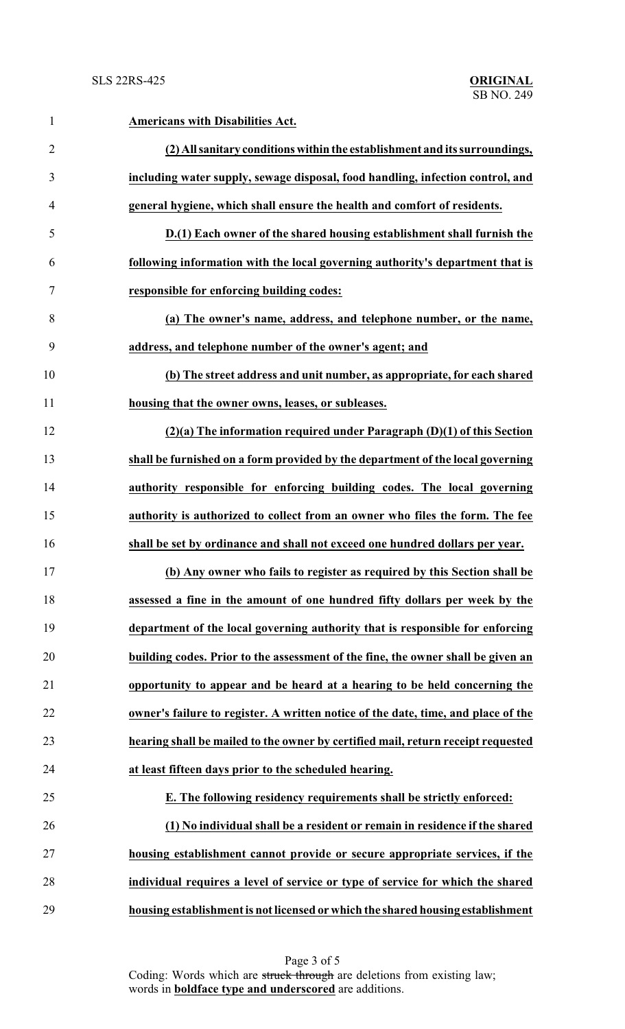**Americans with Disabilities Act.**

**(2) All sanitary conditions within the establishment and its surroundings, including water supply, sewage disposal, food handling, infection control, and general hygiene, which shall ensure the health and comfort of residents.**

**D.(1) Each owner of the shared housing establishment shall furnish the following information with the local governing authority's department that is responsible for enforcing building codes:**

**(a) The owner's name, address, and telephone number, or the name, address, and telephone number of the owner's agent; and**

**(b) The street address and unit number, as appropriate, for each shared housing that the owner owns, leases, or subleases.**

**(2)(a) The information required under Paragraph (D)(1) of this Section shall be furnished on a form provided by the department of the local governing authority responsible for enforcing building codes. The local governing authority is authorized to collect from an owner who files the form. The fee shall be set by ordinance and shall not exceed one hundred dollars per year.**

**(b) Any owner who fails to register as required by this Section shall be assessed a fine in the amount of one hundred fifty dollars per week by the department of the local governing authority that is responsible for enforcing building codes. Prior to the assessment of the fine, the owner shall be given an opportunity to appear and be heard at a hearing to be held concerning the owner's failure to register. A written notice of the date, time, and place of the hearing shall be mailed to the owner by certified mail, return receipt requested at least fifteen days prior to the scheduled hearing.**

**E. The following residency requirements shall be strictly enforced:**

**(1) No individual shall be a resident or remain in residence if the shared housing establishment cannot provide or secure appropriate services, if the individual requires a level of service or type of service for which the shared housing establishment is not licensed or which the shared housing establishment**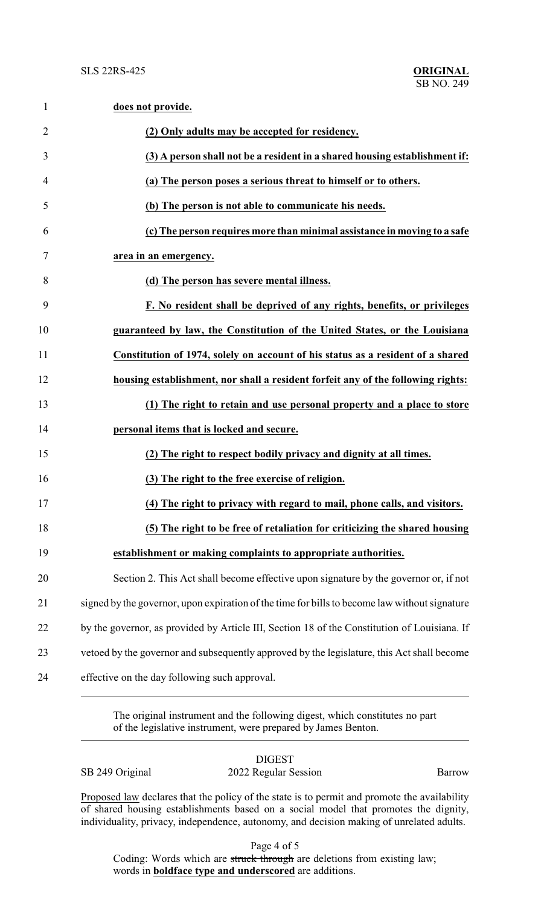**does not provide.**

**(2) Only adults may be accepted for residency.**

**(3) A person shall not be a resident in a shared housing establishment if:**

**(a) The person poses a serious threat to himself or to others.**

**(b) The person is not able to communicate his needs.**

**(c) The person requires more than minimal assistance in moving to a safe area in an emergency.**

**(d) The person has severe mental illness.**

**F. No resident shall be deprived of any rights, benefits, or privileges guaranteed by law, the Constitution of the United States, or the Louisiana Constitution of 1974, solely on account of his status as a resident of a shared housing establishment, nor shall a resident forfeit any of the following rights:**

**(1) The right to retain and use personal property and a place to store personal items that is locked and secure.**

**(2) The right to respect bodily privacy and dignity at all times.**

**(3) The right to the free exercise of religion.**

**(4) The right to privacy with regard to mail, phone calls, and visitors.**

**(5) The right to be free of retaliation for criticizing the shared housing establishment or making complaints to appropriate authorities.**

Section 2. This Act shall become effective upon signature by the governor or, if not signed by the governor, upon expiration of the time for bills to become law without signature by the governor, as provided by Article III, Section 18 of the Constitution of Louisiana. If vetoed by the governor and subsequently approved by the legislature, this Act shall become effective on the day following such approval.

---

The original instrument and the following digest, which constitutes no part of the legislative instrument, were prepared by James Benton.

---

DIGEST

SB 249 Original — 2022 Regular Session — Barrow

Proposed law declares that the policy of the state is to permit and promote the availability of shared housing establishments based on a social model that promotes the dignity, individuality, privacy, independence, autonomy, and decision making of unrelated adults.

Coding: Words which are ~~struck through~~ are deletions from existing law; words in **boldface type and underscored** are additions.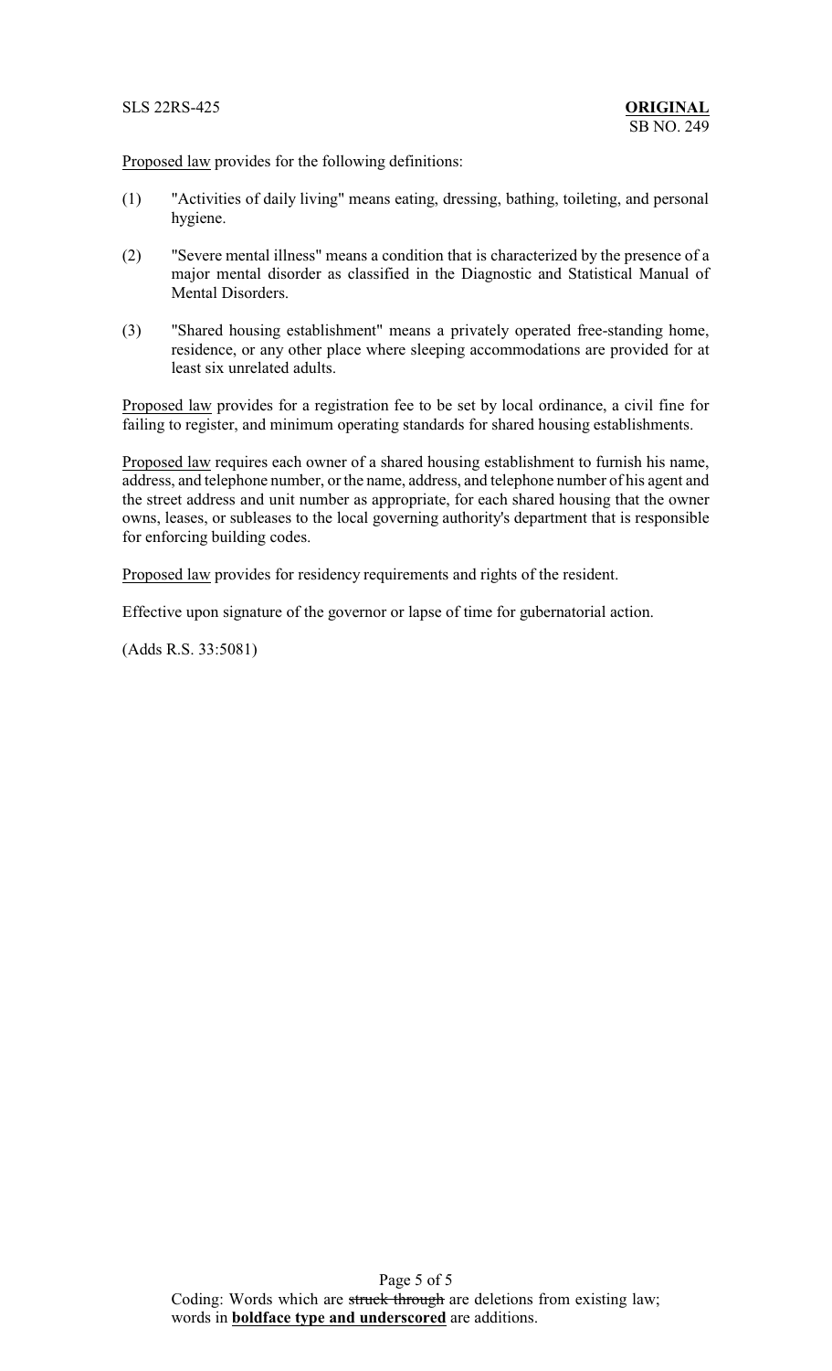<u>Proposed law</u> provides for the following definitions:

(1) "Activities of daily living" means eating, dressing, bathing, toileting, and personal hygiene.

(2) "Severe mental illness" means a condition that is characterized by the presence of a major mental disorder as classified in the Diagnostic and Statistical Manual of Mental Disorders.

(3) "Shared housing establishment" means a privately operated free-standing home, residence, or any other place where sleeping accommodations are provided for at least six unrelated adults.

<u>Proposed law</u> provides for a registration fee to be set by local ordinance, a civil fine for failing to register, and minimum operating standards for shared housing establishments.

<u>Proposed law</u> requires each owner of a shared housing establishment to furnish his name, address, and telephone number, or the name, address, and telephone number of his agent and the street address and unit number as appropriate, for each shared housing that the owner owns, leases, or subleases to the local governing authority's department that is responsible for enforcing building codes.

<u>Proposed law</u> provides for residency requirements and rights of the resident.

Effective upon signature of the governor or lapse of time for gubernatorial action.

(Adds R.S. 33:5081)